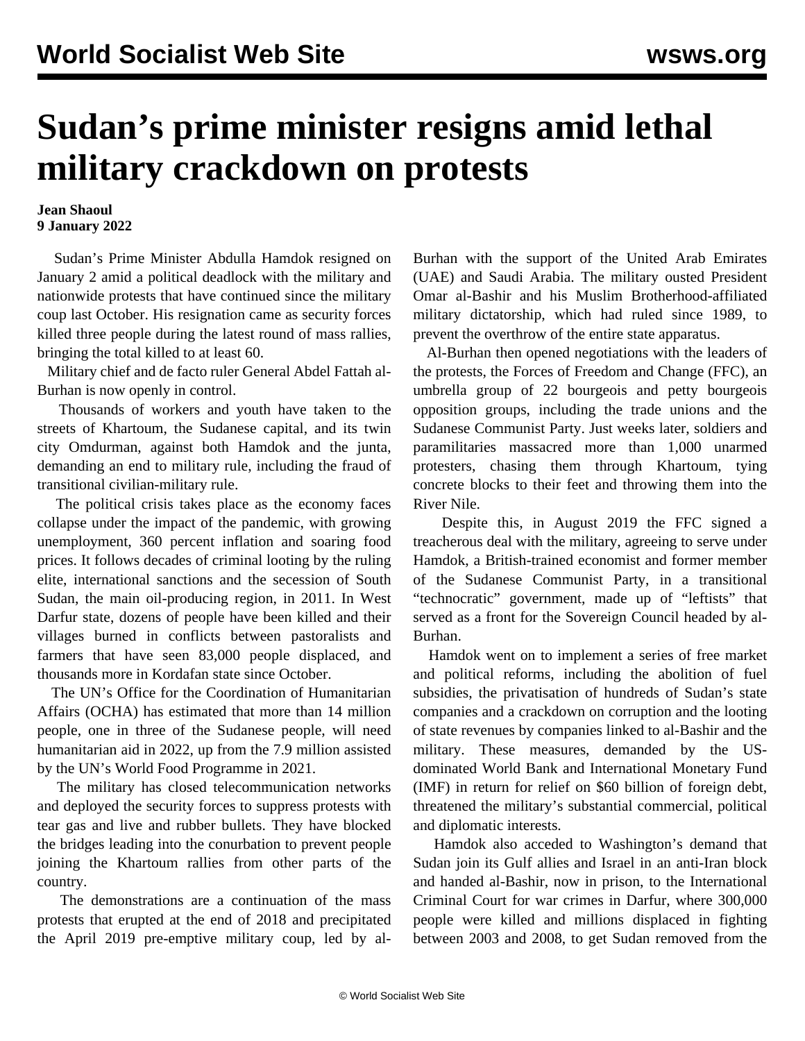# Sudan's prime minister resigns amid lethal military crackdown on protests

**Jean Shaoul**
**9 January 2022**

Sudan's Prime Minister Abdulla Hamdok resigned on January 2 amid a political deadlock with the military and nationwide protests that have continued since the military coup last October. His resignation came as security forces killed three people during the latest round of mass rallies, bringing the total killed to at least 60.

Military chief and de facto ruler General Abdel Fattah al-Burhan is now openly in control.

Thousands of workers and youth have taken to the streets of Khartoum, the Sudanese capital, and its twin city Omdurman, against both Hamdok and the junta, demanding an end to military rule, including the fraud of transitional civilian-military rule.

The political crisis takes place as the economy faces collapse under the impact of the pandemic, with growing unemployment, 360 percent inflation and soaring food prices. It follows decades of criminal looting by the ruling elite, international sanctions and the secession of South Sudan, the main oil-producing region, in 2011. In West Darfur state, dozens of people have been killed and their villages burned in conflicts between pastoralists and farmers that have seen 83,000 people displaced, and thousands more in Kordafan state since October.

The UN's Office for the Coordination of Humanitarian Affairs (OCHA) has estimated that more than 14 million people, one in three of the Sudanese people, will need humanitarian aid in 2022, up from the 7.9 million assisted by the UN's World Food Programme in 2021.

The military has closed telecommunication networks and deployed the security forces to suppress protests with tear gas and live and rubber bullets. They have blocked the bridges leading into the conurbation to prevent people joining the Khartoum rallies from other parts of the country.

The demonstrations are a continuation of the mass protests that erupted at the end of 2018 and precipitated the April 2019 pre-emptive military coup, led by al-Burhan with the support of the United Arab Emirates (UAE) and Saudi Arabia. The military ousted President Omar al-Bashir and his Muslim Brotherhood-affiliated military dictatorship, which had ruled since 1989, to prevent the overthrow of the entire state apparatus.

Al-Burhan then opened negotiations with the leaders of the protests, the Forces of Freedom and Change (FFC), an umbrella group of 22 bourgeois and petty bourgeois opposition groups, including the trade unions and the Sudanese Communist Party. Just weeks later, soldiers and paramilitaries massacred more than 1,000 unarmed protesters, chasing them through Khartoum, tying concrete blocks to their feet and throwing them into the River Nile.

Despite this, in August 2019 the FFC signed a treacherous deal with the military, agreeing to serve under Hamdok, a British-trained economist and former member of the Sudanese Communist Party, in a transitional "technocratic" government, made up of "leftists" that served as a front for the Sovereign Council headed by al-Burhan.

Hamdok went on to implement a series of free market and political reforms, including the abolition of fuel subsidies, the privatisation of hundreds of Sudan's state companies and a crackdown on corruption and the looting of state revenues by companies linked to al-Bashir and the military. These measures, demanded by the US-dominated World Bank and International Monetary Fund (IMF) in return for relief on $60 billion of foreign debt, threatened the military's substantial commercial, political and diplomatic interests.

Hamdok also acceded to Washington's demand that Sudan join its Gulf allies and Israel in an anti-Iran block and handed al-Bashir, now in prison, to the International Criminal Court for war crimes in Darfur, where 300,000 people were killed and millions displaced in fighting between 2003 and 2008, to get Sudan removed from the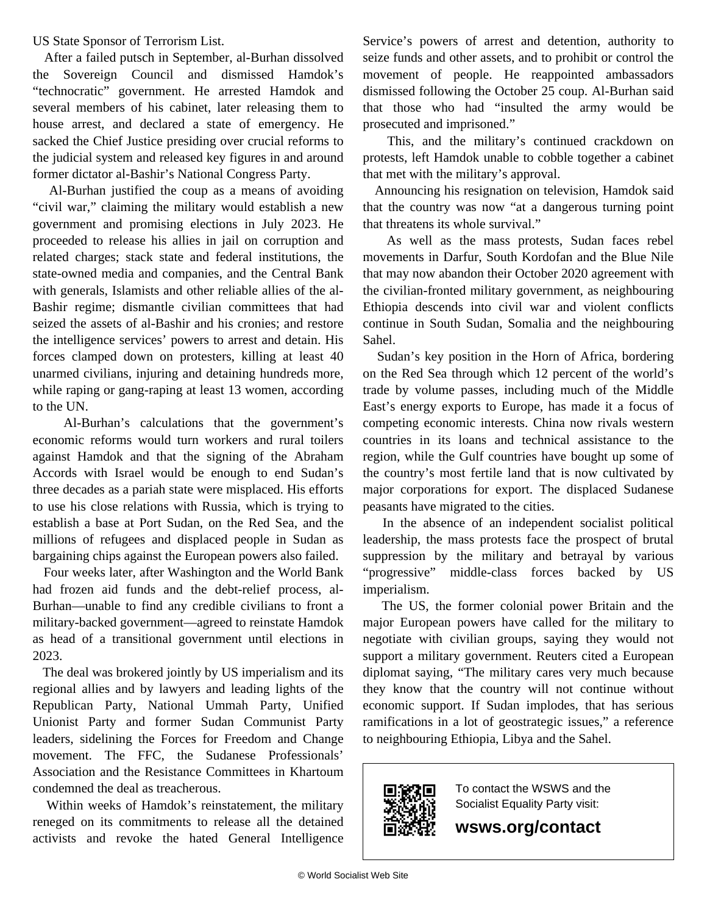US State Sponsor of Terrorism List.

After a failed putsch in September, al-Burhan dissolved the Sovereign Council and dismissed Hamdok's "technocratic" government. He arrested Hamdok and several members of his cabinet, later releasing them to house arrest, and declared a state of emergency. He sacked the Chief Justice presiding over crucial reforms to the judicial system and released key figures in and around former dictator al-Bashir's National Congress Party.

Al-Burhan justified the coup as a means of avoiding "civil war," claiming the military would establish a new government and promising elections in July 2023. He proceeded to release his allies in jail on corruption and related charges; stack state and federal institutions, the state-owned media and companies, and the Central Bank with generals, Islamists and other reliable allies of the al-Bashir regime; dismantle civilian committees that had seized the assets of al-Bashir and his cronies; and restore the intelligence services' powers to arrest and detain. His forces clamped down on protesters, killing at least 40 unarmed civilians, injuring and detaining hundreds more, while raping or gang-raping at least 13 women, according to the UN.

Al-Burhan's calculations that the government's economic reforms would turn workers and rural toilers against Hamdok and that the signing of the Abraham Accords with Israel would be enough to end Sudan's three decades as a pariah state were misplaced. His efforts to use his close relations with Russia, which is trying to establish a base at Port Sudan, on the Red Sea, and the millions of refugees and displaced people in Sudan as bargaining chips against the European powers also failed.

Four weeks later, after Washington and the World Bank had frozen aid funds and the debt-relief process, al-Burhan—unable to find any credible civilians to front a military-backed government—agreed to reinstate Hamdok as head of a transitional government until elections in 2023.

The deal was brokered jointly by US imperialism and its regional allies and by lawyers and leading lights of the Republican Party, National Ummah Party, Unified Unionist Party and former Sudan Communist Party leaders, sidelining the Forces for Freedom and Change movement. The FFC, the Sudanese Professionals' Association and the Resistance Committees in Khartoum condemned the deal as treacherous.

Within weeks of Hamdok's reinstatement, the military reneged on its commitments to release all the detained activists and revoke the hated General Intelligence Service's powers of arrest and detention, authority to seize funds and other assets, and to prohibit or control the movement of people. He reappointed ambassadors dismissed following the October 25 coup. Al-Burhan said that those who had "insulted the army would be prosecuted and imprisoned."

This, and the military's continued crackdown on protests, left Hamdok unable to cobble together a cabinet that met with the military's approval.

Announcing his resignation on television, Hamdok said that the country was now "at a dangerous turning point that threatens its whole survival."

As well as the mass protests, Sudan faces rebel movements in Darfur, South Kordofan and the Blue Nile that may now abandon their October 2020 agreement with the civilian-fronted military government, as neighbouring Ethiopia descends into civil war and violent conflicts continue in South Sudan, Somalia and the neighbouring Sahel.

Sudan's key position in the Horn of Africa, bordering on the Red Sea through which 12 percent of the world's trade by volume passes, including much of the Middle East's energy exports to Europe, has made it a focus of competing economic interests. China now rivals western countries in its loans and technical assistance to the region, while the Gulf countries have bought up some of the country's most fertile land that is now cultivated by major corporations for export. The displaced Sudanese peasants have migrated to the cities.

In the absence of an independent socialist political leadership, the mass protests face the prospect of brutal suppression by the military and betrayal by various "progressive" middle-class forces backed by US imperialism.

The US, the former colonial power Britain and the major European powers have called for the military to negotiate with civilian groups, saying they would not support a military government. Reuters cited a European diplomat saying, "The military cares very much because they know that the country will not continue without economic support. If Sudan implodes, that has serious ramifications in a lot of geostrategic issues," a reference to neighbouring Ethiopia, Libya and the Sahel.

To contact the WSWS and the Socialist Equality Party visit:

**wsws.org/contact**